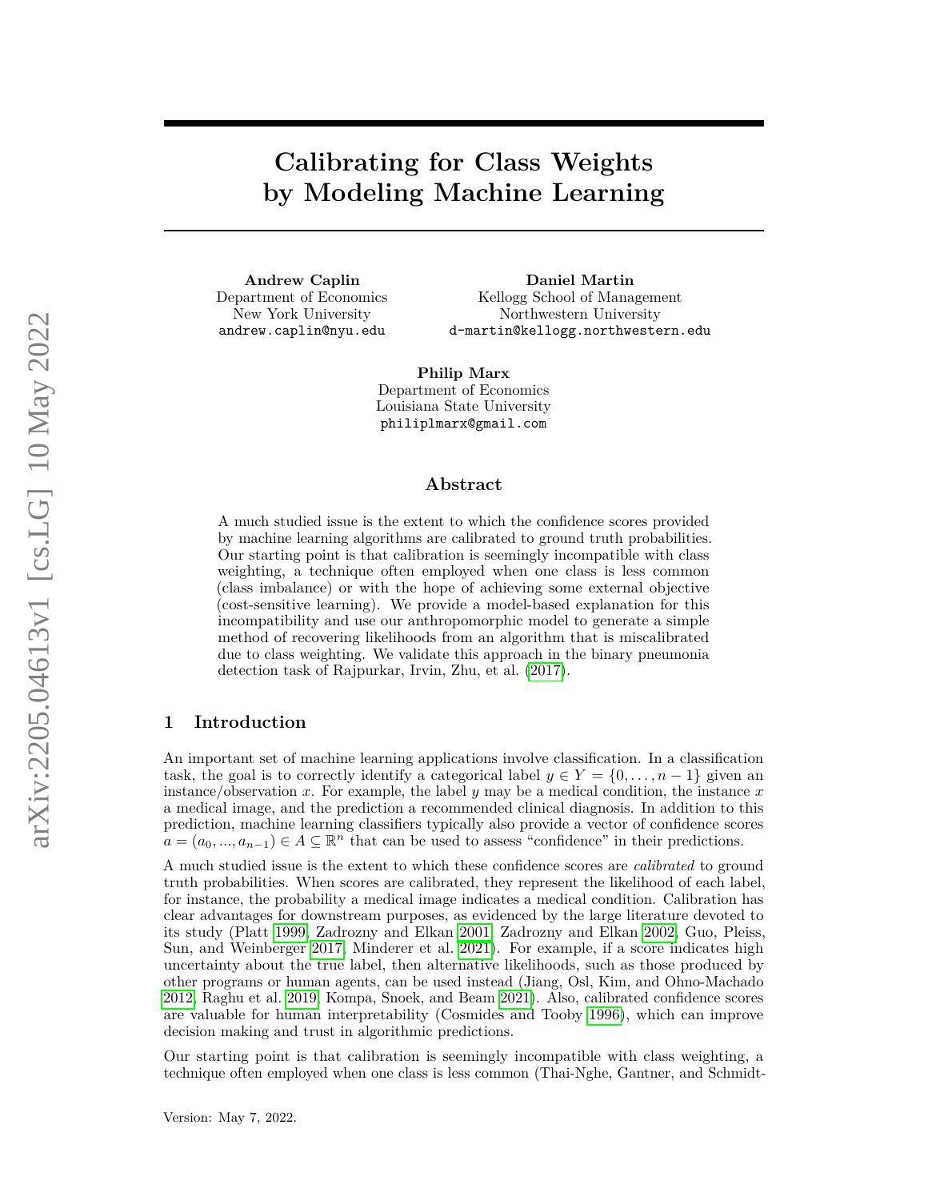# Calibrating for Class Weights by Modeling Machine Learning

**Andrew Caplin**
Department of Economics
New York University
andrew.caplin@nyu.edu

**Daniel Martin**
Kellogg School of Management
Northwestern University
d-martin@kellogg.northwestern.edu

**Philip Marx**
Department of Economics
Louisiana State University
philiplmarx@gmail.com

## Abstract

A much studied issue is the extent to which the confidence scores provided by machine learning algorithms are calibrated to ground truth probabilities. Our starting point is that calibration is seemingly incompatible with class weighting, a technique often employed when one class is less common (class imbalance) or with the hope of achieving some external objective (cost-sensitive learning). We provide a model-based explanation for this incompatibility and use our anthropomorphic model to generate a simple method of recovering likelihoods from an algorithm that is miscalibrated due to class weighting. We validate this approach in the binary pneumonia detection task of Rajpurkar, Irvin, Zhu, et al. (2017).

## 1 Introduction

An important set of machine learning applications involve classification. In a classification task, the goal is to correctly identify a categorical label $y \in Y = \{0, \ldots, n-1\}$ given an instance/observation $x$. For example, the label $y$ may be a medical condition, the instance $x$ a medical image, and the prediction a recommended clinical diagnosis. In addition to this prediction, machine learning classifiers typically also provide a vector of confidence scores $a = (a_0, ..., a_{n-1}) \in A \subseteq \mathbb{R}^n$ that can be used to assess "confidence" in their predictions.

A much studied issue is the extent to which these confidence scores are *calibrated* to ground truth probabilities. When scores are calibrated, they represent the likelihood of each label, for instance, the probability a medical image indicates a medical condition. Calibration has clear advantages for downstream purposes, as evidenced by the large literature devoted to its study (Platt 1999, Zadrozny and Elkan 2001, Zadrozny and Elkan 2002, Guo, Pleiss, Sun, and Weinberger 2017, Minderer et al. 2021). For example, if a score indicates high uncertainty about the true label, then alternative likelihoods, such as those produced by other programs or human agents, can be used instead (Jiang, Osl, Kim, and Ohno-Machado 2012, Raghu et al. 2019, Kompa, Snoek, and Beam 2021). Also, calibrated confidence scores are valuable for human interpretability (Cosmides and Tooby 1996), which can improve decision making and trust in algorithmic predictions.

Our starting point is that calibration is seemingly incompatible with class weighting, a technique often employed when one class is less common (Thai-Nghe, Gantner, and Schmidt-

Version: May 7, 2022.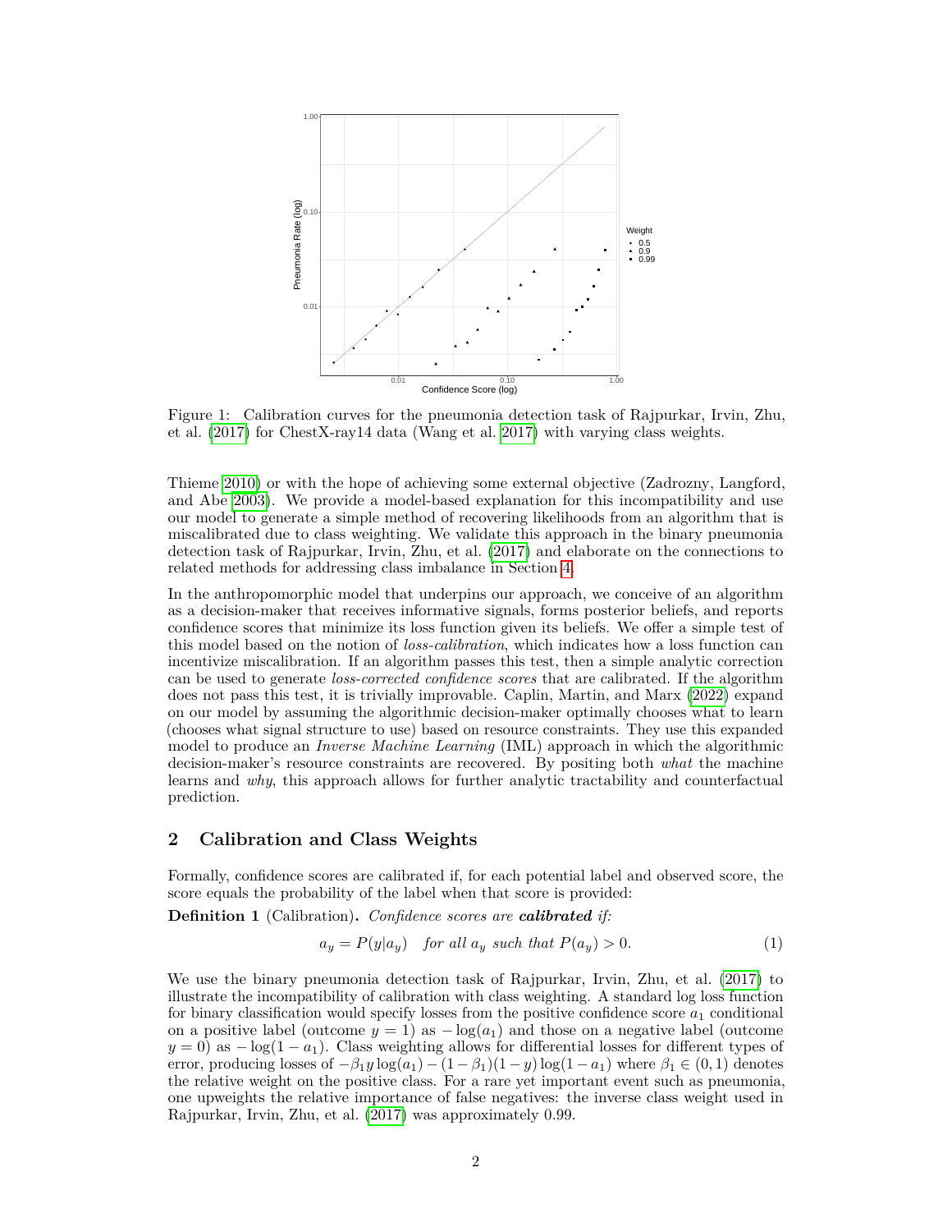Figure 1: Calibration curves for the pneumonia detection task of Rajpurkar, Irvin, Zhu, et al. (2017) for ChestX-ray14 data (Wang et al. 2017) with varying class weights.

Thieme 2010) or with the hope of achieving some external objective (Zadrozny, Langford, and Abe 2003). We provide a model-based explanation for this incompatibility and use our model to generate a simple method of recovering likelihoods from an algorithm that is miscalibrated due to class weighting. We validate this approach in the binary pneumonia detection task of Rajpurkar, Irvin, Zhu, et al. (2017) and elaborate on the connections to related methods for addressing class imbalance in Section 4.

In the anthropomorphic model that underpins our approach, we conceive of an algorithm as a decision-maker that receives informative signals, forms posterior beliefs, and reports confidence scores that minimize its loss function given its beliefs. We offer a simple test of this model based on the notion of *loss-calibration*, which indicates how a loss function can incentivize miscalibration. If an algorithm passes this test, then a simple analytic correction can be used to generate *loss-corrected confidence scores* that are calibrated. If the algorithm does not pass this test, it is trivially improvable. Caplin, Martin, and Marx (2022) expand on our model by assuming the algorithmic decision-maker optimally chooses what to learn (chooses what signal structure to use) based on resource constraints. They use this expanded model to produce an *Inverse Machine Learning* (IML) approach in which the algorithmic decision-maker's resource constraints are recovered. By positing both *what* the machine learns and *why*, this approach allows for further analytic tractability and counterfactual prediction.

## 2 Calibration and Class Weights

Formally, confidence scores are calibrated if, for each potential label and observed score, the score equals the probability of the label when that score is provided:

**Definition 1** (Calibration)**.** *Confidence scores are **calibrated** if:*

$$a_y = P(y|a_y) \quad \textit{for all } a_y \textit{ such that } P(a_y) > 0. \tag{1}$$

We use the binary pneumonia detection task of Rajpurkar, Irvin, Zhu, et al. (2017) to illustrate the incompatibility of calibration with class weighting. A standard log loss function for binary classification would specify losses from the positive confidence score $a_1$ conditional on a positive label (outcome $y = 1$) as $-\log(a_1)$ and those on a negative label (outcome $y = 0$) as $-\log(1 - a_1)$. Class weighting allows for differential losses for different types of error, producing losses of $-\beta_1 y \log(a_1) - (1 - \beta_1)(1 - y) \log(1 - a_1)$ where $\beta_1 \in (0, 1)$ denotes the relative weight on the positive class. For a rare yet important event such as pneumonia, one upweights the relative importance of false negatives: the inverse class weight used in Rajpurkar, Irvin, Zhu, et al. (2017) was approximately 0.99.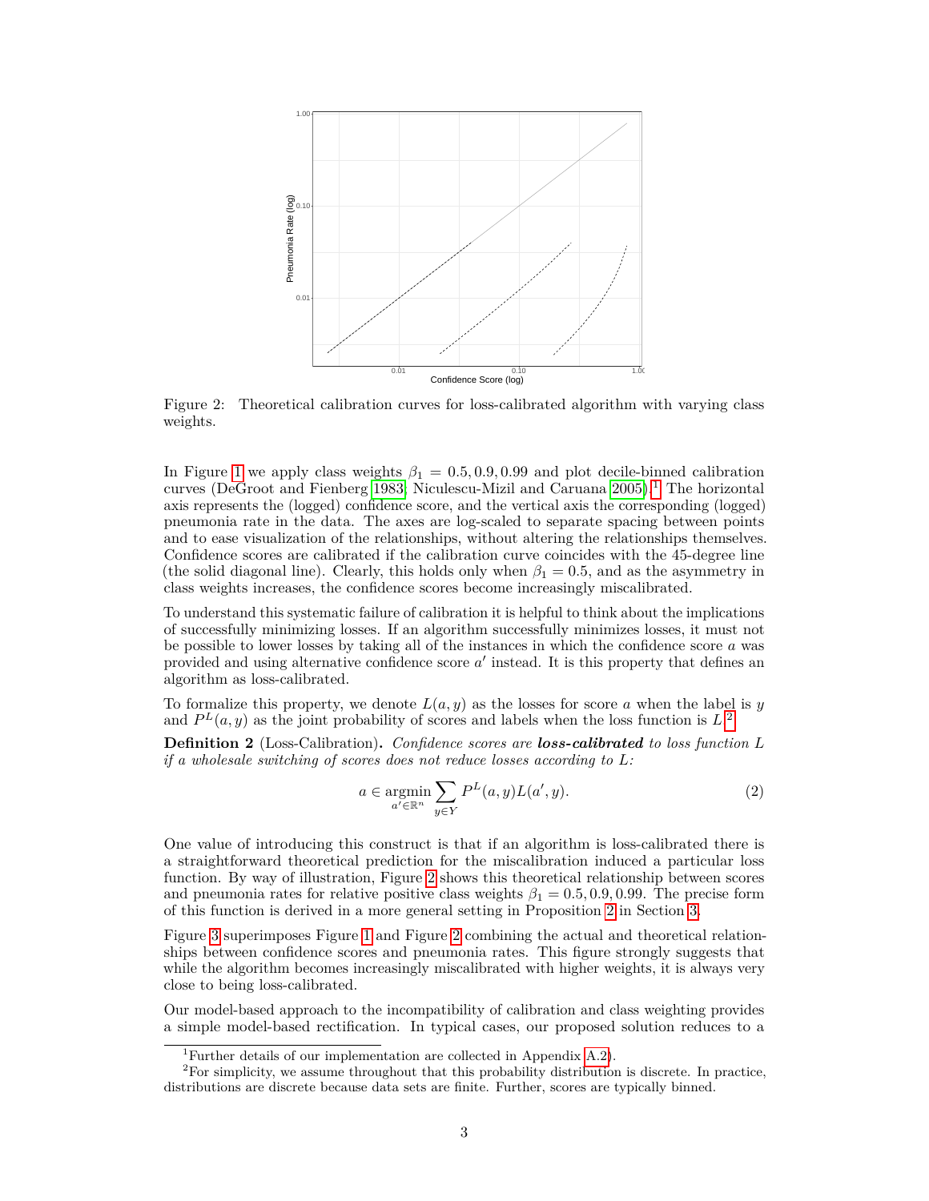Figure 2: Theoretical calibration curves for loss-calibrated algorithm with varying class weights.

In Figure 1 we apply class weights $\beta_1 = 0.5, 0.9, 0.99$ and plot decile-binned calibration curves (DeGroot and Fienberg 1983; Niculescu-Mizil and Caruana 2005).[1] The horizontal axis represents the (logged) confidence score, and the vertical axis the corresponding (logged) pneumonia rate in the data. The axes are log-scaled to separate spacing between points and to ease visualization of the relationships, without altering the relationships themselves. Confidence scores are calibrated if the calibration curve coincides with the 45-degree line (the solid diagonal line). Clearly, this holds only when $\beta_1 = 0.5$, and as the asymmetry in class weights increases, the confidence scores become increasingly miscalibrated.

To understand this systematic failure of calibration it is helpful to think about the implications of successfully minimizing losses. If an algorithm successfully minimizes losses, it must not be possible to lower losses by taking all of the instances in which the confidence score $a$ was provided and using alternative confidence score $a'$ instead. It is this property that defines an algorithm as loss-calibrated.

To formalize this property, we denote $L(a, y)$ as the losses for score $a$ when the label is $y$ and $P^L(a, y)$ as the joint probability of scores and labels when the loss function is $L$.[2]

**Definition 2** (Loss-Calibration)**.** *Confidence scores are* ***loss-calibrated*** *to loss function L if a wholesale switching of scores does not reduce losses according to L:*

$$a \in \underset{a' \in \mathbb{R}^n}{\operatorname{argmin}} \sum_{y \in Y} P^L(a, y) L(a', y). \tag{2}$$

One value of introducing this construct is that if an algorithm is loss-calibrated there is a straightforward theoretical prediction for the miscalibration induced a particular loss function. By way of illustration, Figure 2 shows this theoretical relationship between scores and pneumonia rates for relative positive class weights $\beta_1 = 0.5, 0.9, 0.99$. The precise form of this function is derived in a more general setting in Proposition 2 in Section 3.

Figure 3 superimposes Figure 1 and Figure 2 combining the actual and theoretical relationships between confidence scores and pneumonia rates. This figure strongly suggests that while the algorithm becomes increasingly miscalibrated with higher weights, it is always very close to being loss-calibrated.

Our model-based approach to the incompatibility of calibration and class weighting provides a simple model-based rectification. In typical cases, our proposed solution reduces to a

[1] Further details of our implementation are collected in Appendix A.2).

[2] For simplicity, we assume throughout that this probability distribution is discrete. In practice, distributions are discrete because data sets are finite. Further, scores are typically binned.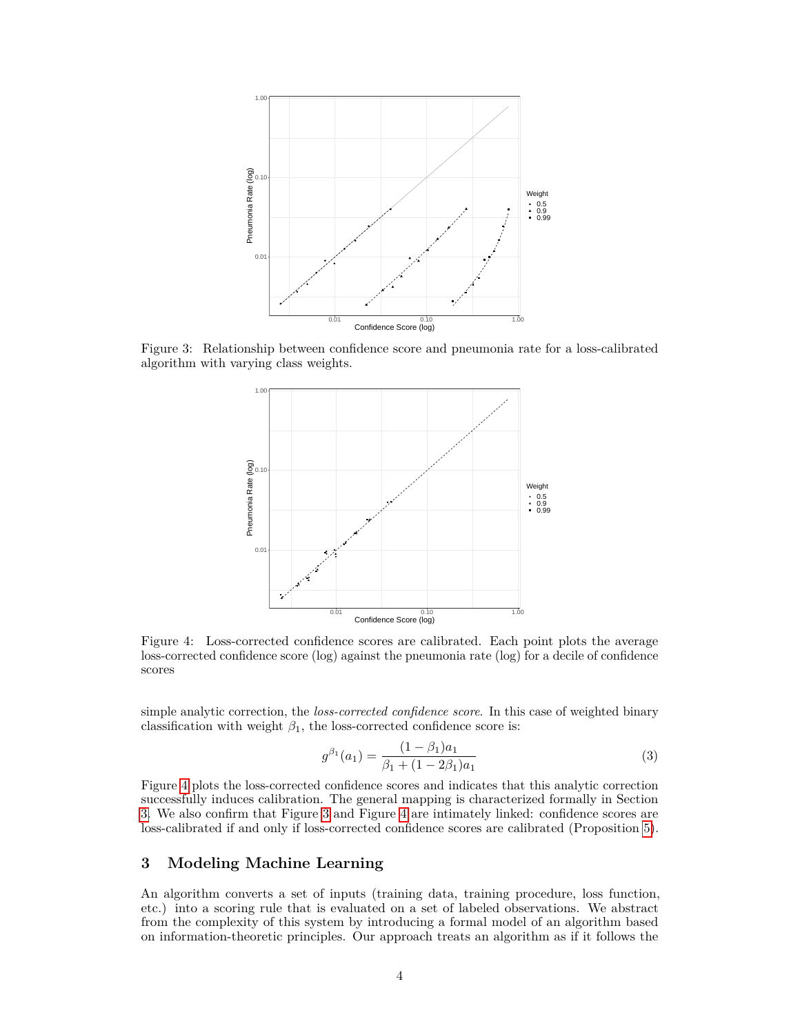Figure 3: Relationship between confidence score and pneumonia rate for a loss-calibrated algorithm with varying class weights.

Figure 4: Loss-corrected confidence scores are calibrated. Each point plots the average loss-corrected confidence score (log) against the pneumonia rate (log) for a decile of confidence scores

simple analytic correction, the *loss-corrected confidence score*. In this case of weighted binary classification with weight $\beta_1$, the loss-corrected confidence score is:

$$g^{\beta_1}(a_1) = \frac{(1-\beta_1)a_1}{\beta_1 + (1-2\beta_1)a_1} \tag{3}$$

Figure 4 plots the loss-corrected confidence scores and indicates that this analytic correction successfully induces calibration. The general mapping is characterized formally in Section 3. We also confirm that Figure 3 and Figure 4 are intimately linked: confidence scores are loss-calibrated if and only if loss-corrected confidence scores are calibrated (Proposition 5).

## 3 Modeling Machine Learning

An algorithm converts a set of inputs (training data, training procedure, loss function, etc.) into a scoring rule that is evaluated on a set of labeled observations. We abstract from the complexity of this system by introducing a formal model of an algorithm based on information-theoretic principles. Our approach treats an algorithm as if it follows the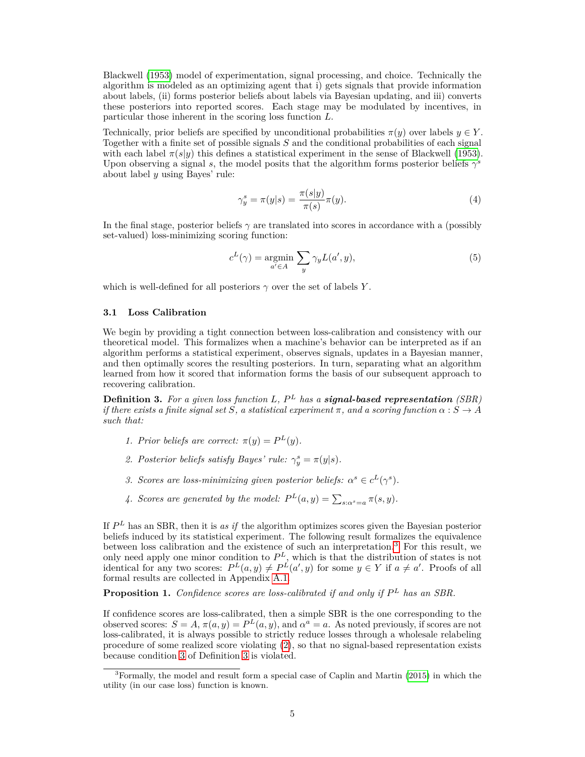Blackwell (1953) model of experimentation, signal processing, and choice. Technically the algorithm is modeled as an optimizing agent that i) gets signals that provide information about labels, (ii) forms posterior beliefs about labels via Bayesian updating, and iii) converts these posteriors into reported scores. Each stage may be modulated by incentives, in particular those inherent in the scoring loss function $L$.

Technically, prior beliefs are specified by unconditional probabilities $\pi(y)$ over labels $y \in Y$. Together with a finite set of possible signals $S$ and the conditional probabilities of each signal with each label $\pi(s|y)$ this defines a statistical experiment in the sense of Blackwell (1953). Upon observing a signal $s$, the model posits that the algorithm forms posterior beliefs $\gamma^s$ about label $y$ using Bayes' rule:

$$\gamma^s_y = \pi(y|s) = \frac{\pi(s|y)}{\pi(s)}\pi(y). \tag{4}$$

In the final stage, posterior beliefs $\gamma$ are translated into scores in accordance with a (possibly set-valued) loss-minimizing scoring function:

$$c^L(\gamma) = \operatorname*{argmin}_{a' \in A} \sum_y \gamma_y L(a', y), \tag{5}$$

which is well-defined for all posteriors $\gamma$ over the set of labels $Y$.

### 3.1 Loss Calibration

We begin by providing a tight connection between loss-calibration and consistency with our theoretical model. This formalizes when a machine's behavior can be interpreted as if an algorithm performs a statistical experiment, observes signals, updates in a Bayesian manner, and then optimally scores the resulting posteriors. In turn, separating what an algorithm learned from how it scored that information forms the basis of our subsequent approach to recovering calibration.

**Definition 3.** *For a given loss function $L$, $P^L$ has a **signal-based representation** (SBR) if there exists a finite signal set $S$, a statistical experiment $\pi$, and a scoring function $\alpha : S \to A$ such that:*

1. *Prior beliefs are correct: $\pi(y) = P^L(y)$.*
2. *Posterior beliefs satisfy Bayes' rule: $\gamma^s_y = \pi(y|s)$.*
3. *Scores are loss-minimizing given posterior beliefs: $\alpha^s \in c^L(\gamma^s)$.*
4. *Scores are generated by the model: $P^L(a, y) = \sum_{s:\alpha^s = a} \pi(s, y)$.*

If $P^L$ has an SBR, then it is *as if* the algorithm optimizes scores given the Bayesian posterior beliefs induced by its statistical experiment. The following result formalizes the equivalence between loss calibration and the existence of such an interpretation.[3] For this result, we only need apply one minor condition to $P^L$, which is that the distribution of states is not identical for any two scores: $P^L(a, y) \neq P^L(a', y)$ for some $y \in Y$ if $a \neq a'$. Proofs of all formal results are collected in Appendix A.1.

**Proposition 1.** *Confidence scores are loss-calibrated if and only if $P^L$ has an SBR.*

If confidence scores are loss-calibrated, then a simple SBR is the one corresponding to the observed scores: $S = A$, $\pi(a, y) = P^L(a, y)$, and $\alpha^a = a$. As noted previously, if scores are not loss-calibrated, it is always possible to strictly reduce losses through a wholesale relabeling procedure of some realized score violating (2), so that no signal-based representation exists because condition 3 of Definition 3 is violated.

---

[3] Formally, the model and result form a special case of Caplin and Martin (2015) in which the utility (in our case loss) function is known.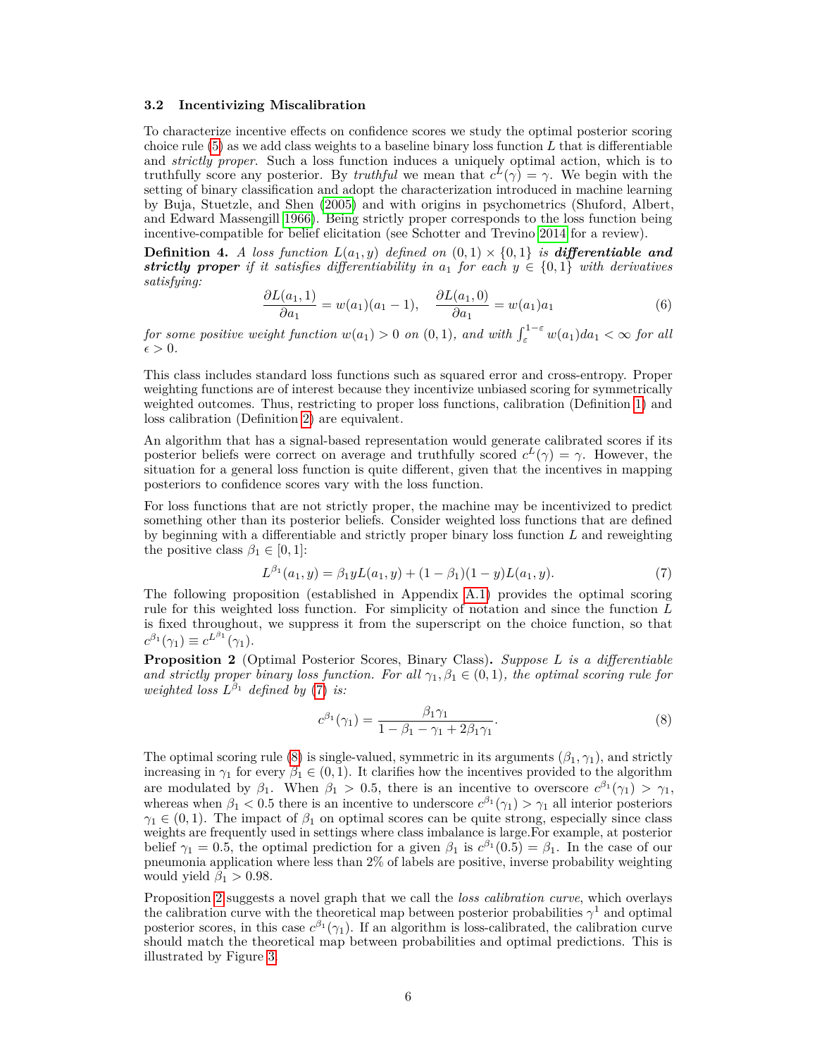### 3.2 Incentivizing Miscalibration

To characterize incentive effects on confidence scores we study the optimal posterior scoring choice rule (5) as we add class weights to a baseline binary loss function $L$ that is differentiable and *strictly proper*. Such a loss function induces a uniquely optimal action, which is to truthfully score any posterior. By *truthful* we mean that $c^L(\gamma) = \gamma$. We begin with the setting of binary classification and adopt the characterization introduced in machine learning by Buja, Stuetzle, and Shen (2005) and with origins in psychometrics (Shuford, Albert, and Edward Massengill 1966). Being strictly proper corresponds to the loss function being incentive-compatible for belief elicitation (see Schotter and Trevino 2014 for a review).

**Definition 4.** *A loss function $L(a_1, y)$ defined on $(0,1) \times \{0,1\}$ is* ***differentiable and strictly proper*** *if it satisfies differentiability in $a_1$ for each $y \in \{0,1\}$ with derivatives satisfying:*

$$\frac{\partial L(a_1, 1)}{\partial a_1} = w(a_1)(a_1 - 1), \quad \frac{\partial L(a_1, 0)}{\partial a_1} = w(a_1)a_1 \tag{6}$$

*for some positive weight function $w(a_1) > 0$ on $(0,1)$, and with $\int_{\varepsilon}^{1-\varepsilon} w(a_1)da_1 < \infty$ for all $\epsilon > 0$.*

This class includes standard loss functions such as squared error and cross-entropy. Proper weighting functions are of interest because they incentivize unbiased scoring for symmetrically weighted outcomes. Thus, restricting to proper loss functions, calibration (Definition 1) and loss calibration (Definition 2) are equivalent.

An algorithm that has a signal-based representation would generate calibrated scores if its posterior beliefs were correct on average and truthfully scored $c^L(\gamma) = \gamma$. However, the situation for a general loss function is quite different, given that the incentives in mapping posteriors to confidence scores vary with the loss function.

For loss functions that are not strictly proper, the machine may be incentivized to predict something other than its posterior beliefs. Consider weighted loss functions that are defined by beginning with a differentiable and strictly proper binary loss function $L$ and reweighting the positive class $\beta_1 \in [0,1]$:

$$L^{\beta_1}(a_1, y) = \beta_1 y L(a_1, y) + (1 - \beta_1)(1 - y)L(a_1, y). \tag{7}$$

The following proposition (established in Appendix A.1) provides the optimal scoring rule for this weighted loss function. For simplicity of notation and since the function $L$ is fixed throughout, we suppress it from the superscript on the choice function, so that $c^{\beta_1}(\gamma_1) \equiv c^{L^{\beta_1}}(\gamma_1)$.

**Proposition 2** (Optimal Posterior Scores, Binary Class)**.** *Suppose $L$ is a differentiable and strictly proper binary loss function. For all $\gamma_1, \beta_1 \in (0,1)$, the optimal scoring rule for weighted loss $L^{\beta_1}$ defined by (7) is:*

$$c^{\beta_1}(\gamma_1) = \frac{\beta_1 \gamma_1}{1 - \beta_1 - \gamma_1 + 2\beta_1\gamma_1}. \tag{8}$$

The optimal scoring rule (8) is single-valued, symmetric in its arguments $(\beta_1, \gamma_1)$, and strictly increasing in $\gamma_1$ for every $\beta_1 \in (0,1)$. It clarifies how the incentives provided to the algorithm are modulated by $\beta_1$. When $\beta_1 > 0.5$, there is an incentive to overscore $c^{\beta_1}(\gamma_1) > \gamma_1$, whereas when $\beta_1 < 0.5$ there is an incentive to underscore $c^{\beta_1}(\gamma_1) > \gamma_1$ all interior posteriors $\gamma_1 \in (0,1)$. The impact of $\beta_1$ on optimal scores can be quite strong, especially since class weights are frequently used in settings where class imbalance is large.For example, at posterior belief $\gamma_1 = 0.5$, the optimal prediction for a given $\beta_1$ is $c^{\beta_1}(0.5) = \beta_1$. In the case of our pneumonia application where less than 2% of labels are positive, inverse probability weighting would yield $\beta_1 > 0.98$.

Proposition 2 suggests a novel graph that we call the *loss calibration curve*, which overlays the calibration curve with the theoretical map between posterior probabilities $\gamma^1$ and optimal posterior scores, in this case $c^{\beta_1}(\gamma_1)$. If an algorithm is loss-calibrated, the calibration curve should match the theoretical map between probabilities and optimal predictions. This is illustrated by Figure 3.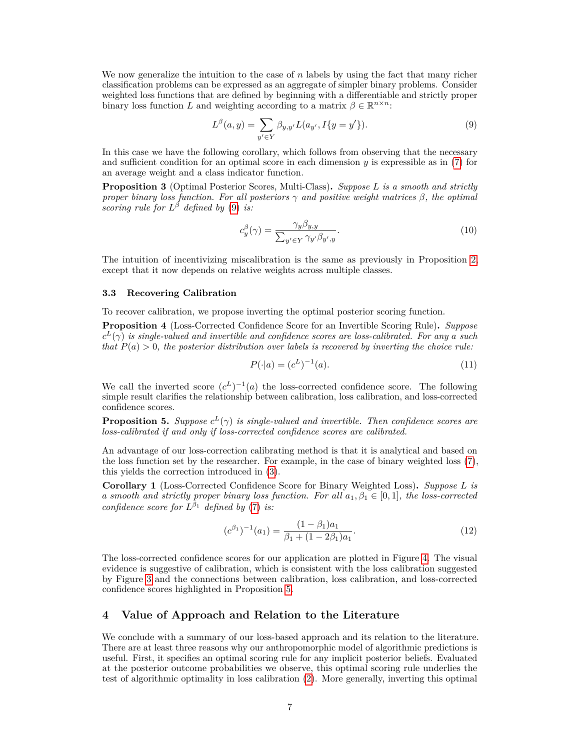We now generalize the intuition to the case of $n$ labels by using the fact that many richer classification problems can be expressed as an aggregate of simpler binary problems. Consider weighted loss functions that are defined by beginning with a differentiable and strictly proper binary loss function $L$ and weighting according to a matrix $\beta \in \mathbb{R}^{n \times n}$:

$$L^{\beta}(a, y) = \sum_{y' \in Y} \beta_{y,y'} L(a_{y'}, I\{y = y'\}). \tag{9}$$

In this case we have the following corollary, which follows from observing that the necessary and sufficient condition for an optimal score in each dimension $y$ is expressible as in (7) for an average weight and a class indicator function.

**Proposition 3** (Optimal Posterior Scores, Multi-Class)**.** *Suppose $L$ is a smooth and strictly proper binary loss function. For all posteriors $\gamma$ and positive weight matrices $\beta$, the optimal scoring rule for $L^{\beta}$ defined by (9) is:*

$$c_y^{\beta}(\gamma) = \frac{\gamma_y \beta_{y,y}}{\sum_{y' \in Y} \gamma_{y'} \beta_{y',y}}. \tag{10}$$

The intuition of incentivizing miscalibration is the same as previously in Proposition 2, except that it now depends on relative weights across multiple classes.

### 3.3 Recovering Calibration

To recover calibration, we propose inverting the optimal posterior scoring function.

**Proposition 4** (Loss-Corrected Confidence Score for an Invertible Scoring Rule)**.** *Suppose $c^L(\gamma)$ is single-valued and invertible and confidence scores are loss-calibrated. For any $a$ such that $P(a) > 0$, the posterior distribution over labels is recovered by inverting the choice rule:*

$$P(\cdot|a) = (c^L)^{-1}(a). \tag{11}$$

We call the inverted score $(c^L)^{-1}(a)$ the loss-corrected confidence score. The following simple result clarifies the relationship between calibration, loss calibration, and loss-corrected confidence scores.

**Proposition 5.** *Suppose $c^L(\gamma)$ is single-valued and invertible. Then confidence scores are loss-calibrated if and only if loss-corrected confidence scores are calibrated.*

An advantage of our loss-correction calibrating method is that it is analytical and based on the loss function set by the researcher. For example, in the case of binary weighted loss (7), this yields the correction introduced in (3).

**Corollary 1** (Loss-Corrected Confidence Score for Binary Weighted Loss)**.** *Suppose $L$ is a smooth and strictly proper binary loss function. For all $a_1, \beta_1 \in [0, 1]$, the loss-corrected confidence score for $L^{\beta_1}$ defined by (7) is:*

$$(c^{\beta_1})^{-1}(a_1) = \frac{(1 - \beta_1)a_1}{\beta_1 + (1 - 2\beta_1)a_1}. \tag{12}$$

The loss-corrected confidence scores for our application are plotted in Figure 4. The visual evidence is suggestive of calibration, which is consistent with the loss calibration suggested by Figure 3 and the connections between calibration, loss calibration, and loss-corrected confidence scores highlighted in Proposition 5.

## 4 Value of Approach and Relation to the Literature

We conclude with a summary of our loss-based approach and its relation to the literature. There are at least three reasons why our anthropomorphic model of algorithmic predictions is useful. First, it specifies an optimal scoring rule for any implicit posterior beliefs. Evaluated at the posterior outcome probabilities we observe, this optimal scoring rule underlies the test of algorithmic optimality in loss calibration (2). More generally, inverting this optimal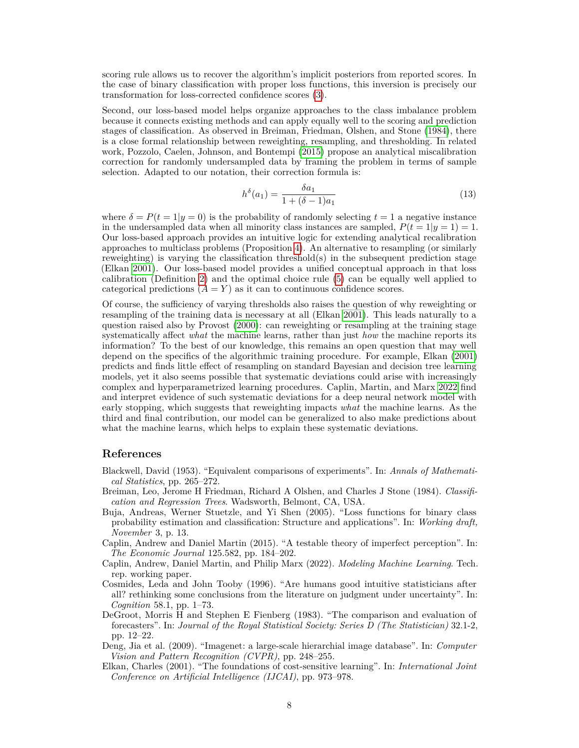scoring rule allows us to recover the algorithm's implicit posteriors from reported scores. In the case of binary classification with proper loss functions, this inversion is precisely our transformation for loss-corrected confidence scores (3).

Second, our loss-based model helps organize approaches to the class imbalance problem because it connects existing methods and can apply equally well to the scoring and prediction stages of classification. As observed in Breiman, Friedman, Olshen, and Stone (1984), there is a close formal relationship between reweighting, resampling, and thresholding. In related work, Pozzolo, Caelen, Johnson, and Bontempi (2015) propose an analytical miscalibration correction for randomly undersampled data by framing the problem in terms of sample selection. Adapted to our notation, their correction formula is:

$$h^{\delta}(a_1) = \frac{\delta a_1}{1 + (\delta - 1)a_1} \tag{13}$$

where $\delta = P(t = 1|y = 0)$ is the probability of randomly selecting $t = 1$ a negative instance in the undersampled data when all minority class instances are sampled, $P(t = 1|y = 1) = 1$. Our loss-based approach provides an intuitive logic for extending analytical recalibration approaches to multiclass problems (Proposition 4). An alternative to resampling (or similarly reweighting) is varying the classification threshold(s) in the subsequent prediction stage (Elkan 2001). Our loss-based model provides a unified conceptual approach in that loss calibration (Definition 2) and the optimal choice rule (5) can be equally well applied to categorical predictions ($A = Y$) as it can to continuous confidence scores.

Of course, the sufficiency of varying thresholds also raises the question of why reweighting or resampling of the training data is necessary at all (Elkan 2001). This leads naturally to a question raised also by Provost (2000): can reweighting or resampling at the training stage systematically affect *what* the machine learns, rather than just *how* the machine reports its information? To the best of our knowledge, this remains an open question that may well depend on the specifics of the algorithmic training procedure. For example, Elkan (2001) predicts and finds little effect of resampling on standard Bayesian and decision tree learning models, yet it also seems possible that systematic deviations could arise with increasingly complex and hyperparametrized learning procedures. Caplin, Martin, and Marx 2022 find and interpret evidence of such systematic deviations for a deep neural network model with early stopping, which suggests that reweighting impacts *what* the machine learns. As the third and final contribution, our model can be generalized to also make predictions about what the machine learns, which helps to explain these systematic deviations.

## References

Blackwell, David (1953). "Equivalent comparisons of experiments". In: *Annals of Mathematical Statistics*, pp. 265–272.

Breiman, Leo, Jerome H Friedman, Richard A Olshen, and Charles J Stone (1984). *Classification and Regression Trees*. Wadsworth, Belmont, CA, USA.

Buja, Andreas, Werner Stuetzle, and Yi Shen (2005). "Loss functions for binary class probability estimation and classification: Structure and applications". In: *Working draft, November* 3, p. 13.

Caplin, Andrew and Daniel Martin (2015). "A testable theory of imperfect perception". In: *The Economic Journal* 125.582, pp. 184–202.

Caplin, Andrew, Daniel Martin, and Philip Marx (2022). *Modeling Machine Learning*. Tech. rep. working paper.

Cosmides, Leda and John Tooby (1996). "Are humans good intuitive statisticians after all? rethinking some conclusions from the literature on judgment under uncertainty". In: *Cognition* 58.1, pp. 1–73.

DeGroot, Morris H and Stephen E Fienberg (1983). "The comparison and evaluation of forecasters". In: *Journal of the Royal Statistical Society: Series D (The Statistician)* 32.1-2, pp. 12–22.

Deng, Jia et al. (2009). "Imagenet: a large-scale hierarchial image database". In: *Computer Vision and Pattern Recognition (CVPR)*, pp. 248–255.

Elkan, Charles (2001). "The foundations of cost-sensitive learning". In: *International Joint Conference on Artificial Intelligence (IJCAI)*, pp. 973–978.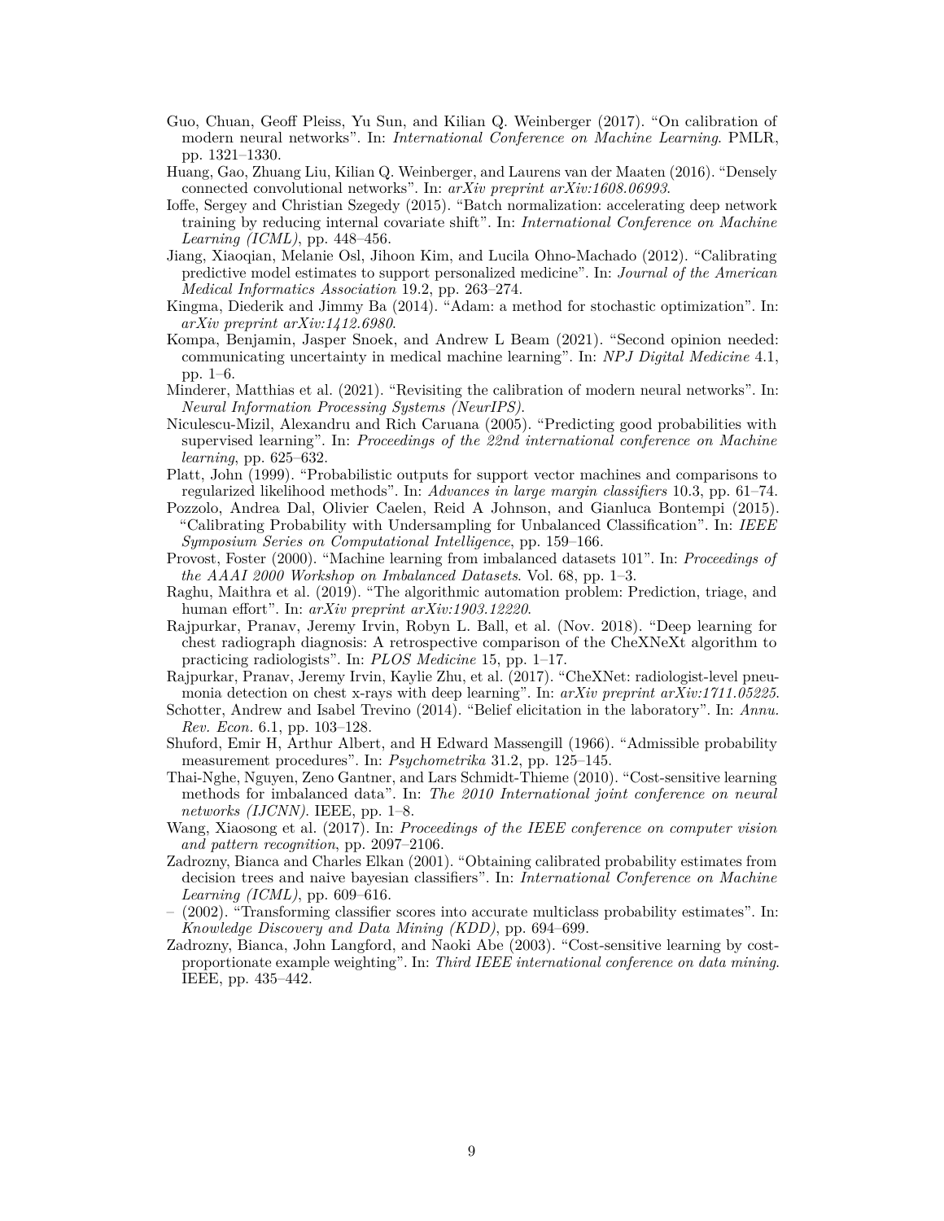Guo, Chuan, Geoff Pleiss, Yu Sun, and Kilian Q. Weinberger (2017). "On calibration of modern neural networks". In: *International Conference on Machine Learning*. PMLR, pp. 1321–1330.

Huang, Gao, Zhuang Liu, Kilian Q. Weinberger, and Laurens van der Maaten (2016). "Densely connected convolutional networks". In: *arXiv preprint arXiv:1608.06993*.

Ioffe, Sergey and Christian Szegedy (2015). "Batch normalization: accelerating deep network training by reducing internal covariate shift". In: *International Conference on Machine Learning (ICML)*, pp. 448–456.

Jiang, Xiaoqian, Melanie Osl, Jihoon Kim, and Lucila Ohno-Machado (2012). "Calibrating predictive model estimates to support personalized medicine". In: *Journal of the American Medical Informatics Association* 19.2, pp. 263–274.

Kingma, Diederik and Jimmy Ba (2014). "Adam: a method for stochastic optimization". In: *arXiv preprint arXiv:1412.6980*.

Kompa, Benjamin, Jasper Snoek, and Andrew L Beam (2021). "Second opinion needed: communicating uncertainty in medical machine learning". In: *NPJ Digital Medicine* 4.1, pp. 1–6.

Minderer, Matthias et al. (2021). "Revisiting the calibration of modern neural networks". In: *Neural Information Processing Systems (NeurIPS)*.

Niculescu-Mizil, Alexandru and Rich Caruana (2005). "Predicting good probabilities with supervised learning". In: *Proceedings of the 22nd international conference on Machine learning*, pp. 625–632.

Platt, John (1999). "Probabilistic outputs for support vector machines and comparisons to regularized likelihood methods". In: *Advances in large margin classifiers* 10.3, pp. 61–74.

Pozzolo, Andrea Dal, Olivier Caelen, Reid A Johnson, and Gianluca Bontempi (2015). "Calibrating Probability with Undersampling for Unbalanced Classification". In: *IEEE Symposium Series on Computational Intelligence*, pp. 159–166.

Provost, Foster (2000). "Machine learning from imbalanced datasets 101". In: *Proceedings of the AAAI 2000 Workshop on Imbalanced Datasets*. Vol. 68, pp. 1–3.

Raghu, Maithra et al. (2019). "The algorithmic automation problem: Prediction, triage, and human effort". In: *arXiv preprint arXiv:1903.12220*.

Rajpurkar, Pranav, Jeremy Irvin, Robyn L. Ball, et al. (Nov. 2018). "Deep learning for chest radiograph diagnosis: A retrospective comparison of the CheXNeXt algorithm to practicing radiologists". In: *PLOS Medicine* 15, pp. 1–17.

Rajpurkar, Pranav, Jeremy Irvin, Kaylie Zhu, et al. (2017). "CheXNet: radiologist-level pneumonia detection on chest x-rays with deep learning". In: *arXiv preprint arXiv:1711.05225*.

Schotter, Andrew and Isabel Trevino (2014). "Belief elicitation in the laboratory". In: *Annu. Rev. Econ.* 6.1, pp. 103–128.

Shuford, Emir H, Arthur Albert, and H Edward Massengill (1966). "Admissible probability measurement procedures". In: *Psychometrika* 31.2, pp. 125–145.

Thai-Nghe, Nguyen, Zeno Gantner, and Lars Schmidt-Thieme (2010). "Cost-sensitive learning methods for imbalanced data". In: *The 2010 International joint conference on neural networks (IJCNN)*. IEEE, pp. 1–8.

Wang, Xiaosong et al. (2017). In: *Proceedings of the IEEE conference on computer vision and pattern recognition*, pp. 2097–2106.

Zadrozny, Bianca and Charles Elkan (2001). "Obtaining calibrated probability estimates from decision trees and naive bayesian classifiers". In: *International Conference on Machine Learning (ICML)*, pp. 609–616.

– (2002). "Transforming classifier scores into accurate multiclass probability estimates". In: *Knowledge Discovery and Data Mining (KDD)*, pp. 694–699.

Zadrozny, Bianca, John Langford, and Naoki Abe (2003). "Cost-sensitive learning by cost-proportionate example weighting". In: *Third IEEE international conference on data mining*. IEEE, pp. 435–442.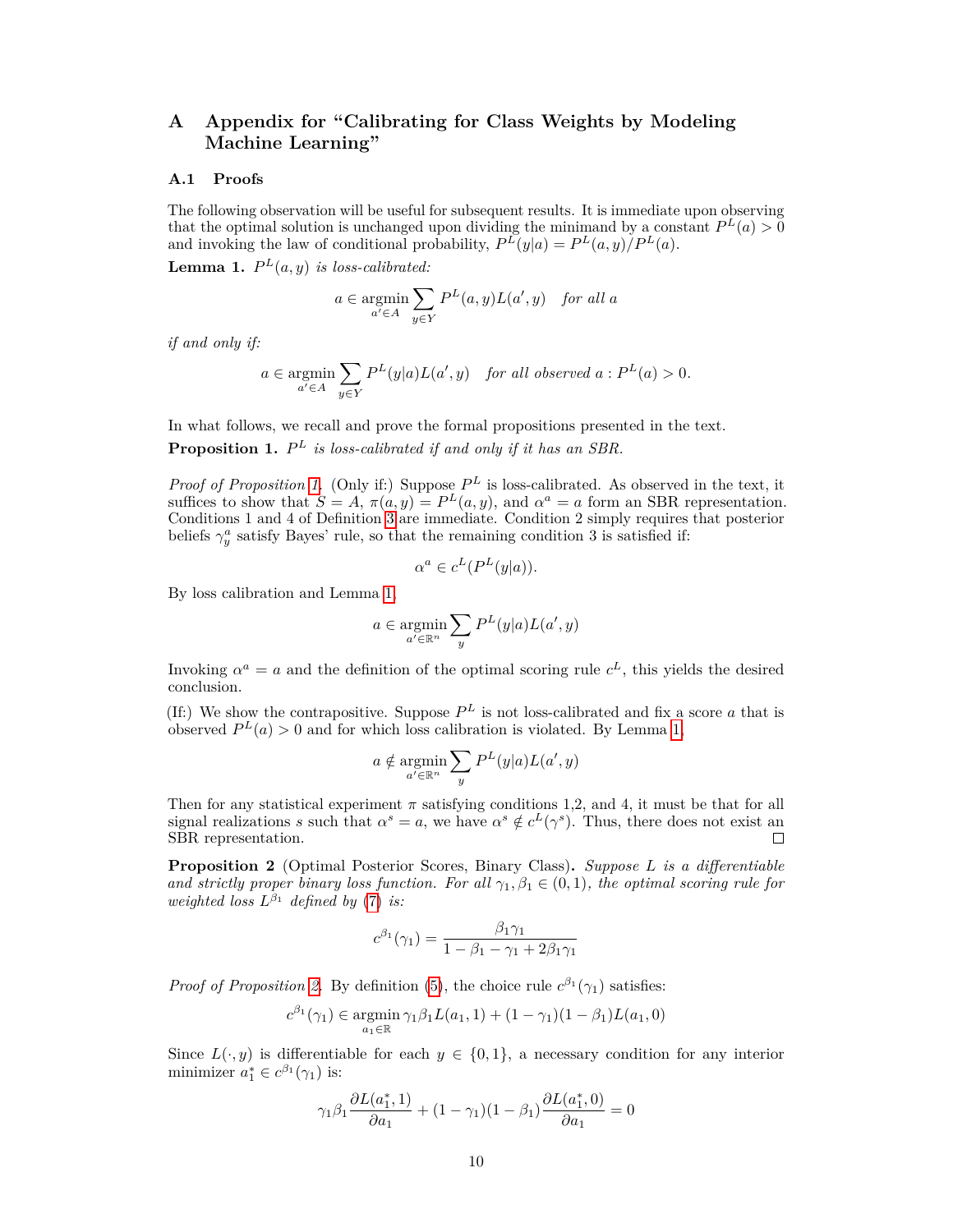# A Appendix for "Calibrating for Class Weights by Modeling Machine Learning"

## A.1 Proofs

The following observation will be useful for subsequent results. It is immediate upon observing that the optimal solution is unchanged upon dividing the minimand by a constant $P^L(a) > 0$ and invoking the law of conditional probability, $P^L(y|a) = P^L(a,y)/P^L(a)$.

**Lemma 1.** *$P^L(a,y)$ is loss-calibrated:*

$$a \in \operatorname*{argmin}_{a' \in A} \sum_{y \in Y} P^L(a,y) L(a',y) \quad \textit{for all } a$$

*if and only if:*

$$a \in \operatorname*{argmin}_{a' \in A} \sum_{y \in Y} P^L(y|a) L(a',y) \quad \textit{for all observed } a : P^L(a) > 0.$$

In what follows, we recall and prove the formal propositions presented in the text.

**Proposition 1.** *$P^L$ is loss-calibrated if and only if it has an SBR.*

*Proof of Proposition 1.* (Only if:) Suppose $P^L$ is loss-calibrated. As observed in the text, it suffices to show that $S = A$, $\pi(a,y) = P^L(a,y)$, and $\alpha^a = a$ form an SBR representation. Conditions 1 and 4 of Definition 3 are immediate. Condition 2 simply requires that posterior beliefs $\gamma^a_y$ satisfy Bayes' rule, so that the remaining condition 3 is satisfied if:

$$\alpha^a \in c^L(P^L(y|a)).$$

By loss calibration and Lemma 1,

$$a \in \operatorname*{argmin}_{a' \in \mathbb{R}^n} \sum_{y} P^L(y|a) L(a',y)$$

Invoking $\alpha^a = a$ and the definition of the optimal scoring rule $c^L$, this yields the desired conclusion.

(If:) We show the contrapositive. Suppose $P^L$ is not loss-calibrated and fix a score $a$ that is observed $P^L(a) > 0$ and for which loss calibration is violated. By Lemma 1,

$$a \notin \operatorname*{argmin}_{a' \in \mathbb{R}^n} \sum_{y} P^L(y|a) L(a',y)$$

Then for any statistical experiment $\pi$ satisfying conditions 1,2, and 4, it must be that for all signal realizations $s$ such that $\alpha^s = a$, we have $\alpha^s \notin c^L(\gamma^s)$. Thus, there does not exist an SBR representation. $\square$

**Proposition 2** (Optimal Posterior Scores, Binary Class)**.** *Suppose $L$ is a differentiable and strictly proper binary loss function. For all $\gamma_1, \beta_1 \in (0,1)$, the optimal scoring rule for weighted loss $L^{\beta_1}$ defined by (7) is:*

$$c^{\beta_1}(\gamma_1) = \frac{\beta_1 \gamma_1}{1 - \beta_1 - \gamma_1 + 2\beta_1\gamma_1}$$

*Proof of Proposition 2.* By definition (5), the choice rule $c^{\beta_1}(\gamma_1)$ satisfies:

$$c^{\beta_1}(\gamma_1) \in \operatorname*{argmin}_{a_1 \in \mathbb{R}} \gamma_1 \beta_1 L(a_1, 1) + (1-\gamma_1)(1-\beta_1) L(a_1, 0)$$

Since $L(\cdot, y)$ is differentiable for each $y \in \{0,1\}$, a necessary condition for any interior minimizer $a_1^* \in c^{\beta_1}(\gamma_1)$ is:

$$\gamma_1 \beta_1 \frac{\partial L(a_1^*, 1)}{\partial a_1} + (1-\gamma_1)(1-\beta_1) \frac{\partial L(a_1^*, 0)}{\partial a_1} = 0$$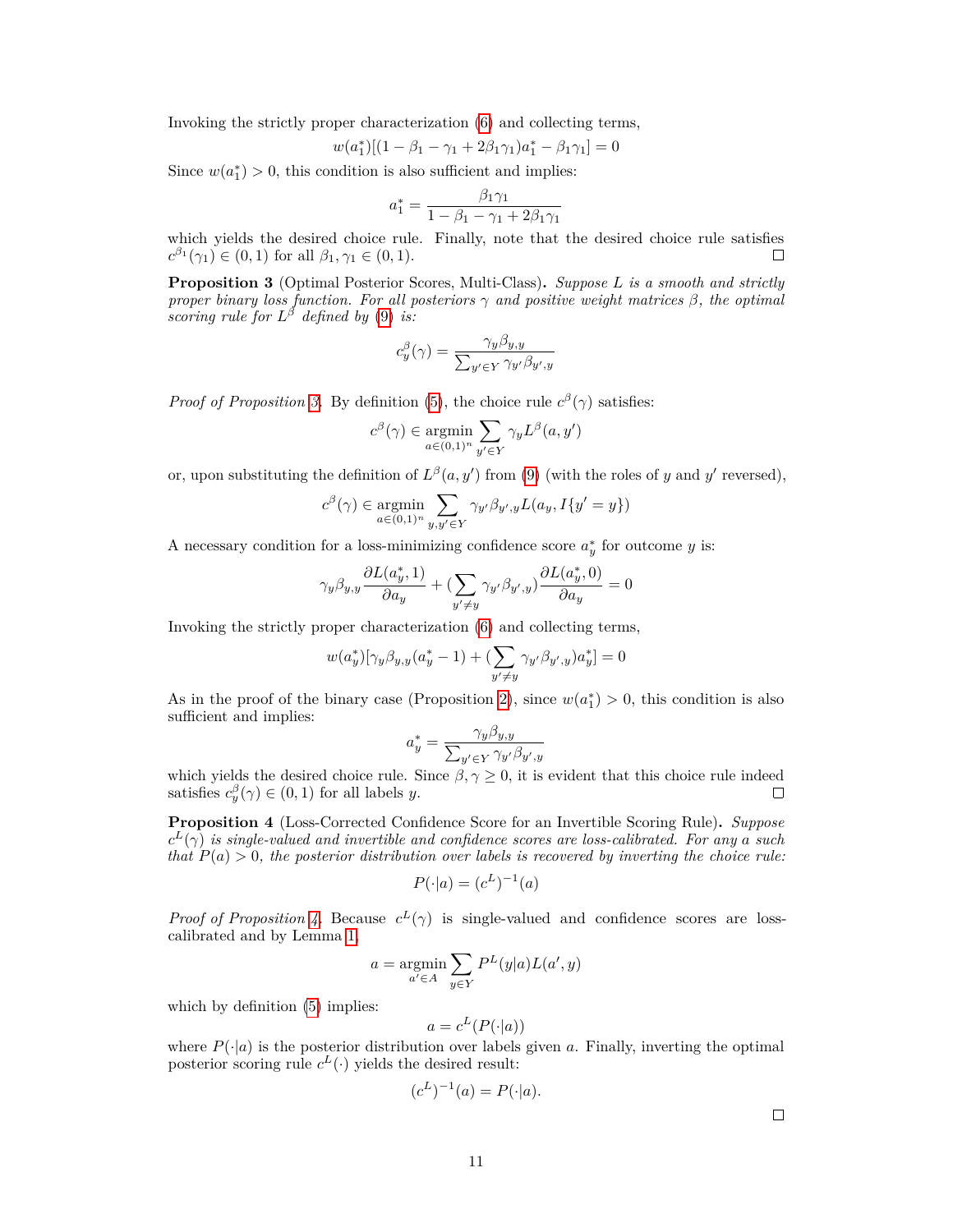Invoking the strictly proper characterization (6) and collecting terms,

$$w(a_1^*)[(1 - \beta_1 - \gamma_1 + 2\beta_1\gamma_1)a_1^* - \beta_1\gamma_1] = 0$$

Since $w(a_1^*) > 0$, this condition is also sufficient and implies:

$$a_1^* = \frac{\beta_1\gamma_1}{1 - \beta_1 - \gamma_1 + 2\beta_1\gamma_1}$$

which yields the desired choice rule. Finally, note that the desired choice rule satisfies $c^{\beta_1}(\gamma_1) \in (0,1)$ for all $\beta_1, \gamma_1 \in (0,1)$. □

**Proposition 3** (Optimal Posterior Scores, Multi-Class)**.** *Suppose $L$ is a smooth and strictly proper binary loss function. For all posteriors $\gamma$ and positive weight matrices $\beta$, the optimal scoring rule for $L^\beta$ defined by (9) is:*

$$c_y^\beta(\gamma) = \frac{\gamma_y \beta_{y,y}}{\sum_{y' \in Y} \gamma_{y'} \beta_{y',y}}$$

*Proof of Proposition 3.* By definition (5), the choice rule $c^\beta(\gamma)$ satisfies:

$$c^\beta(\gamma) \in \operatorname*{argmin}_{a \in (0,1)^n} \sum_{y' \in Y} \gamma_y L^\beta(a, y')$$

or, upon substituting the definition of $L^\beta(a, y')$ from (9) (with the roles of $y$ and $y'$ reversed),

$$c^\beta(\gamma) \in \operatorname*{argmin}_{a \in (0,1)^n} \sum_{y, y' \in Y} \gamma_{y'} \beta_{y',y} L(a_y, I\{y' = y\})$$

A necessary condition for a loss-minimizing confidence score $a_y^*$ for outcome $y$ is:

$$\gamma_y \beta_{y,y} \frac{\partial L(a_y^*, 1)}{\partial a_y} + (\sum_{y' \neq y} \gamma_{y'} \beta_{y',y}) \frac{\partial L(a_y^*, 0)}{\partial a_y} = 0$$

Invoking the strictly proper characterization (6) and collecting terms,

$$w(a_y^*)[\gamma_y \beta_{y,y}(a_y^* - 1) + (\sum_{y' \neq y} \gamma_{y'} \beta_{y',y}) a_y^*] = 0$$

As in the proof of the binary case (Proposition 2), since $w(a_1^*) > 0$, this condition is also sufficient and implies:

$$a_y^* = \frac{\gamma_y \beta_{y,y}}{\sum_{y' \in Y} \gamma_{y'} \beta_{y',y}}$$

which yields the desired choice rule. Since $\beta, \gamma \geq 0$, it is evident that this choice rule indeed satisfies $c_y^\beta(\gamma) \in (0,1)$ for all labels $y$. □

**Proposition 4** (Loss-Corrected Confidence Score for an Invertible Scoring Rule)**.** *Suppose $c^L(\gamma)$ is single-valued and invertible and confidence scores are loss-calibrated. For any $a$ such that $P(a) > 0$, the posterior distribution over labels is recovered by inverting the choice rule:*

$$P(\cdot|a) = (c^L)^{-1}(a)$$

*Proof of Proposition 4.* Because $c^L(\gamma)$ is single-valued and confidence scores are loss-calibrated and by Lemma 1,

$$a = \operatorname*{argmin}_{a' \in A} \sum_{y \in Y} P^L(y|a) L(a', y)$$

which by definition (5) implies:

$$a = c^L(P(\cdot|a))$$

where $P(\cdot|a)$ is the posterior distribution over labels given $a$. Finally, inverting the optimal posterior scoring rule $c^L(\cdot)$ yields the desired result:

$$(c^L)^{-1}(a) = P(\cdot|a).$$

□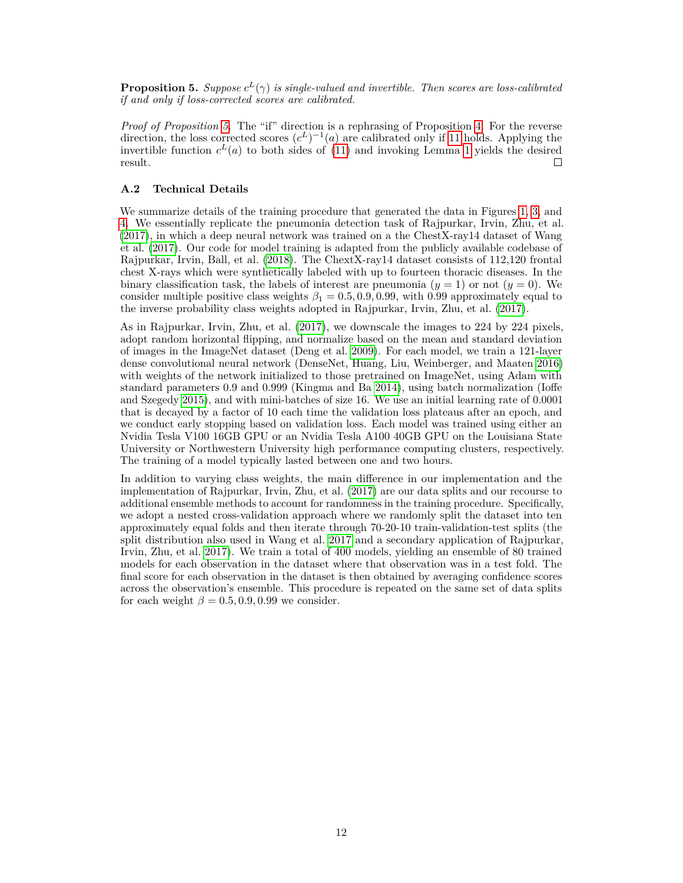**Proposition 5.** *Suppose $c^L(\gamma)$ is single-valued and invertible. Then scores are loss-calibrated if and only if loss-corrected scores are calibrated.*

*Proof of Proposition 5.* The "if" direction is a rephrasing of Proposition 4. For the reverse direction, the loss corrected scores $(c^L)^{-1}(a)$ are calibrated only if 11 holds. Applying the invertible function $c^L(a)$ to both sides of (11) and invoking Lemma 1 yields the desired result. □

### A.2 Technical Details

We summarize details of the training procedure that generated the data in Figures 1, 3, and 4. We essentially replicate the pneumonia detection task of Rajpurkar, Irvin, Zhu, et al. (2017), in which a deep neural network was trained on a the ChestX-ray14 dataset of Wang et al. (2017). Our code for model training is adapted from the publicly available codebase of Rajpurkar, Irvin, Ball, et al. (2018). The ChextX-ray14 dataset consists of 112,120 frontal chest X-rays which were synthetically labeled with up to fourteen thoracic diseases. In the binary classification task, the labels of interest are pneumonia ($y = 1$) or not ($y = 0$). We consider multiple positive class weights $\beta_1 = 0.5, 0.9, 0.99$, with 0.99 approximately equal to the inverse probability class weights adopted in Rajpurkar, Irvin, Zhu, et al. (2017).

As in Rajpurkar, Irvin, Zhu, et al. (2017), we downscale the images to 224 by 224 pixels, adopt random horizontal flipping, and normalize based on the mean and standard deviation of images in the ImageNet dataset (Deng et al. 2009). For each model, we train a 121-layer dense convolutional neural network (DenseNet, Huang, Liu, Weinberger, and Maaten 2016) with weights of the network initialized to those pretrained on ImageNet, using Adam with standard parameters 0.9 and 0.999 (Kingma and Ba 2014), using batch normalization (Ioffe and Szegedy 2015), and with mini-batches of size 16. We use an initial learning rate of 0.0001 that is decayed by a factor of 10 each time the validation loss plateaus after an epoch, and we conduct early stopping based on validation loss. Each model was trained using either an Nvidia Tesla V100 16GB GPU or an Nvidia Tesla A100 40GB GPU on the Louisiana State University or Northwestern University high performance computing clusters, respectively. The training of a model typically lasted between one and two hours.

In addition to varying class weights, the main difference in our implementation and the implementation of Rajpurkar, Irvin, Zhu, et al. (2017) are our data splits and our recourse to additional ensemble methods to account for randomness in the training procedure. Specifically, we adopt a nested cross-validation approach where we randomly split the dataset into ten approximately equal folds and then iterate through 70-20-10 train-validation-test splits (the split distribution also used in Wang et al. 2017 and a secondary application of Rajpurkar, Irvin, Zhu, et al. 2017). We train a total of 400 models, yielding an ensemble of 80 trained models for each observation in the dataset where that observation was in a test fold. The final score for each observation in the dataset is then obtained by averaging confidence scores across the observation's ensemble. This procedure is repeated on the same set of data splits for each weight $\beta = 0.5, 0.9, 0.99$ we consider.